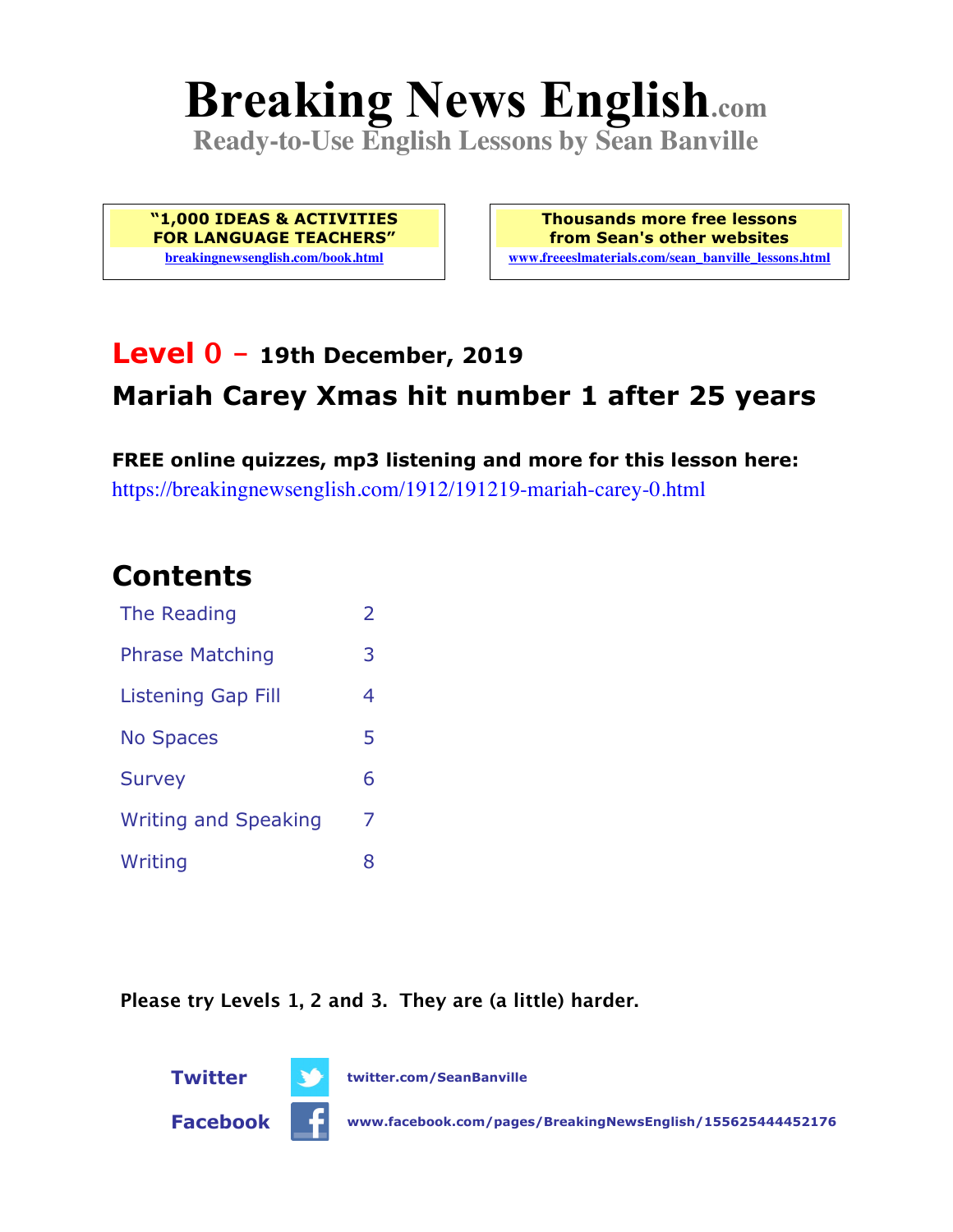# Breaking News English.com

**Ready-to-Use English Lessons by Sean Banville**

**"1,000 IDEAS & ACTIVITIES FOR LANGUAGE TEACHERS"**
breakingnewsenglish.com/book.html

**Thousands more free lessons from Sean's other websites**
www.freeeslmaterials.com/sean_banville_lessons.html

## Level 0 – 19th December, 2019

## Mariah Carey Xmas hit number 1 after 25 years

**FREE online quizzes, mp3 listening and more for this lesson here:**
https://breakingnewsenglish.com/1912/191219-mariah-carey-0.html

## Contents

| | |
|---|---|
| The Reading | 2 |
| Phrase Matching | 3 |
| Listening Gap Fill | 4 |
| No Spaces | 5 |
| Survey | 6 |
| Writing and Speaking | 7 |
| Writing | 8 |

**Please try Levels 1, 2 and 3. They are (a little) harder.**

**Twitter** twitter.com/SeanBanville

**Facebook** www.facebook.com/pages/BreakingNewsEnglish/155625444452176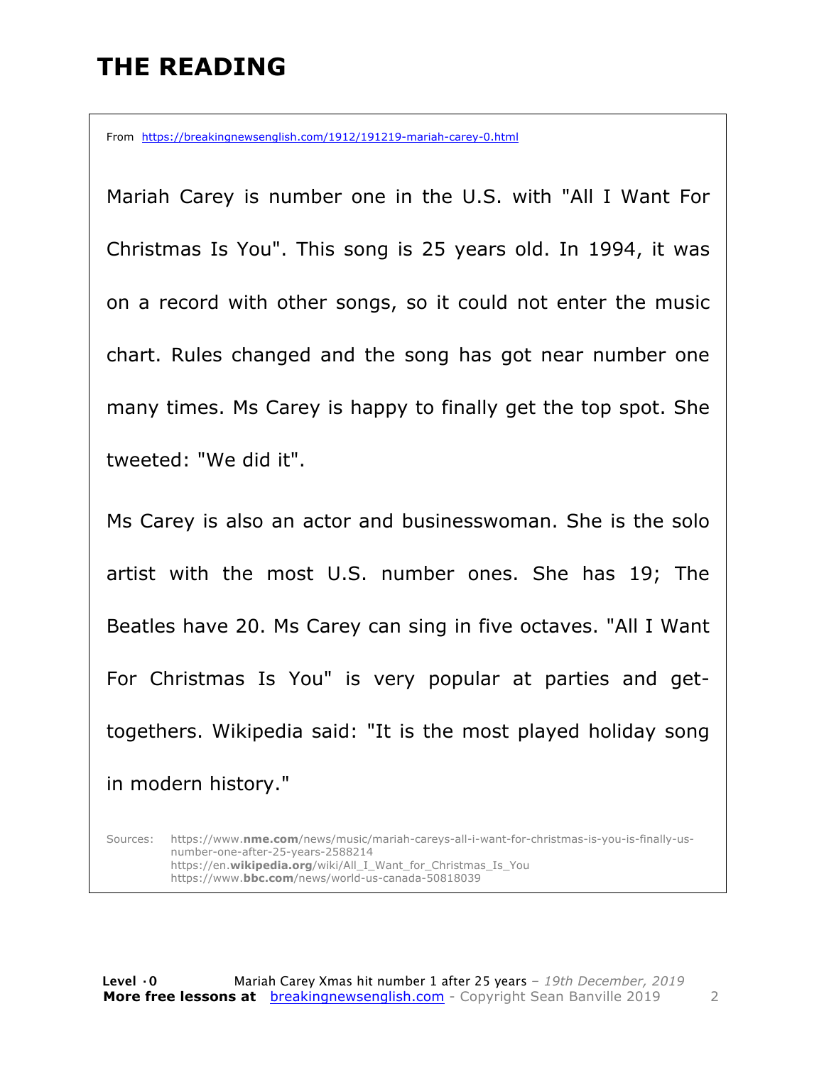# THE READING

From https://breakingnewsenglish.com/1912/191219-mariah-carey-0.html

Mariah Carey is number one in the U.S. with "All I Want For Christmas Is You". This song is 25 years old. In 1994, it was on a record with other songs, so it could not enter the music chart. Rules changed and the song has got near number one many times. Ms Carey is happy to finally get the top spot. She tweeted: "We did it".

Ms Carey is also an actor and businesswoman. She is the solo artist with the most U.S. number ones. She has 19; The Beatles have 20. Ms Carey can sing in five octaves. "All I Want For Christmas Is You" is very popular at parties and get-togethers. Wikipedia said: "It is the most played holiday song in modern history."

Sources: https://www.**nme.com**/news/music/mariah-careys-all-i-want-for-christmas-is-you-is-finally-us-number-one-after-25-years-2588214
https://en.**wikipedia.org**/wiki/All_I_Want_for_Christmas_Is_You
https://www.**bbc.com**/news/world-us-canada-50818039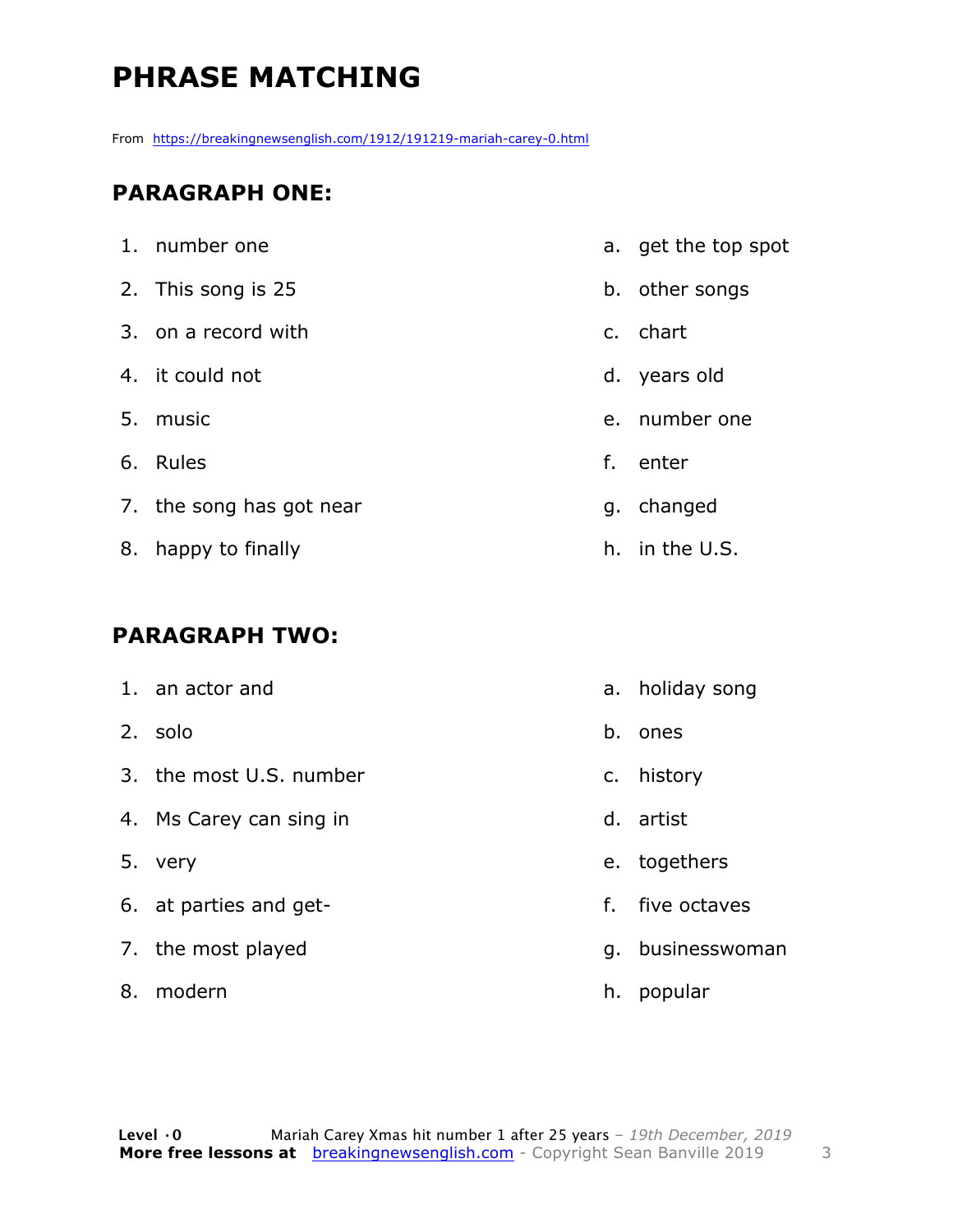# PHRASE MATCHING

From https://breakingnewsenglish.com/1912/191219-mariah-carey-0.html

## PARAGRAPH ONE:

| | |
|---|---|
| 1. number one | a. get the top spot |
| 2. This song is 25 | b. other songs |
| 3. on a record with | c. chart |
| 4. it could not | d. years old |
| 5. music | e. number one |
| 6. Rules | f. enter |
| 7. the song has got near | g. changed |
| 8. happy to finally | h. in the U.S. |

## PARAGRAPH TWO:

| | |
|---|---|
| 1. an actor and | a. holiday song |
| 2. solo | b. ones |
| 3. the most U.S. number | c. history |
| 4. Ms Carey can sing in | d. artist |
| 5. very | e. togethers |
| 6. at parties and get- | f. five octaves |
| 7. the most played | g. businesswoman |
| 8. modern | h. popular |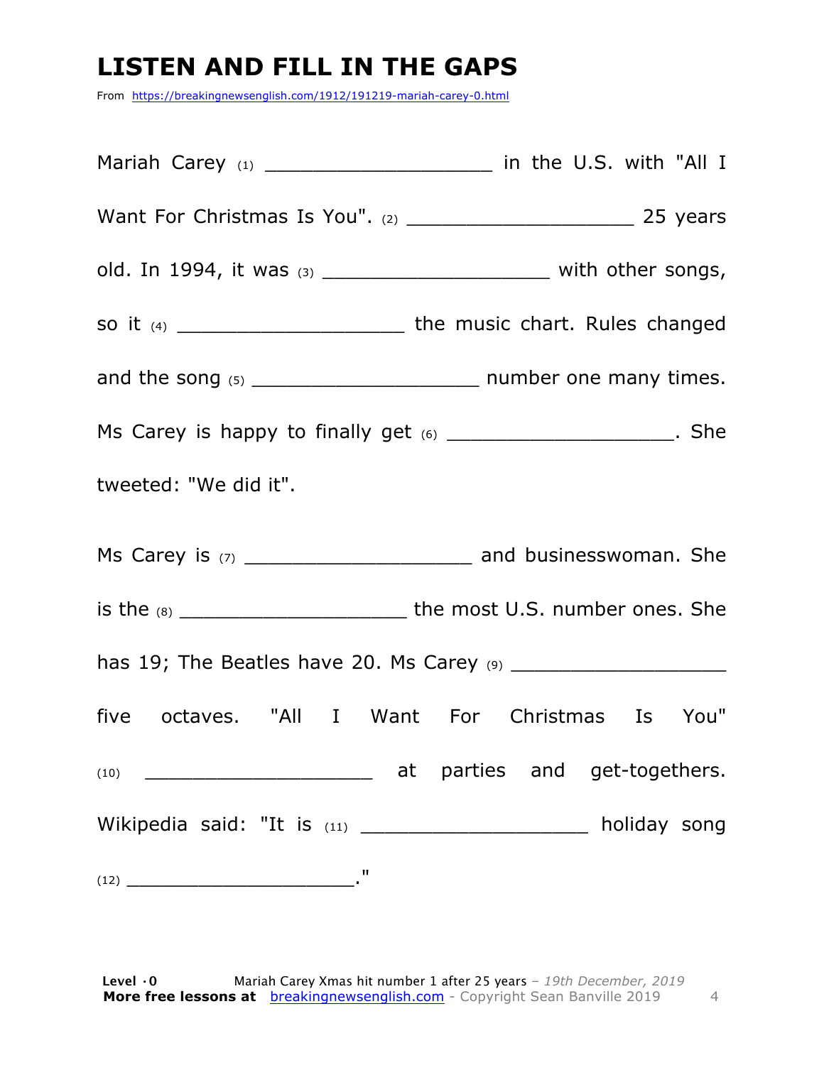# LISTEN AND FILL IN THE GAPS

From https://breakingnewsenglish.com/1912/191219-mariah-carey-0.html

Mariah Carey (1) ___________________ in the U.S. with "All I Want For Christmas Is You". (2) ___________________ 25 years old. In 1994, it was (3) ___________________ with other songs, so it (4) ___________________ the music chart. Rules changed and the song (5) ___________________ number one many times. Ms Carey is happy to finally get (6) ___________________. She tweeted: "We did it".

Ms Carey is (7) ___________________ and businesswoman. She is the (8) ___________________ the most U.S. number ones. She has 19; The Beatles have 20. Ms Carey (9) ___________________ five octaves. "All I Want For Christmas Is You" (10) ___________________ at parties and get-togethers. Wikipedia said: "It is (11) ___________________ holiday song (12) ___________________."

**Level ·0** Mariah Carey Xmas hit number 1 after 25 years – *19th December, 2019*
**More free lessons at** breakingnewsenglish.com - Copyright Sean Banville 2019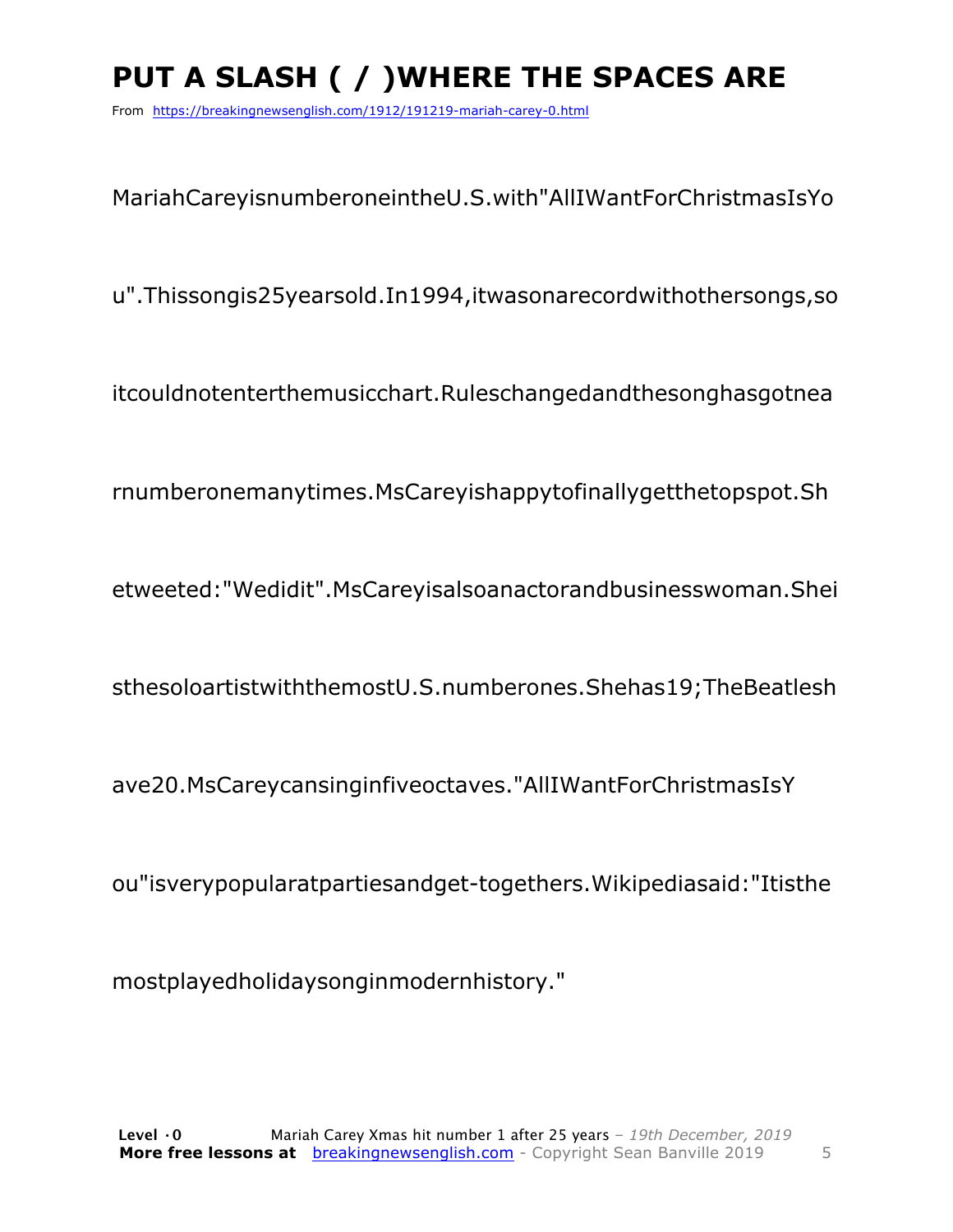# PUT A SLASH ( / )WHERE THE SPACES ARE

From https://breakingnewsenglish.com/1912/191219-mariah-carey-0.html

MariahCareyisnumberoneintheU.S.with"AllIWantForChristmasIsYo

u".Thissongis25yearsold.In1994,itwasonarecordwithothersongs,so

itcouldnotenterthemusicchart.Ruleschangedandthesonghasgotnea

rnumberonemanytimes.MsCareyishappytofinallygetthetopspot.Sh

etweeted:"Wedidit".MsCareyisalsoanactorandbusinesswoman.Shei

sthesoloartistwiththemostU.S.numberones.Shehas19;TheBeatlesh

ave20.MsCareycansinginfiveoctaves."AllIWantForChristmasIsY

ou"isverypopularatpartiesandget-togethers.Wikipediasaid:"Itisthe

mostplayedholidaysonginmodernhistory."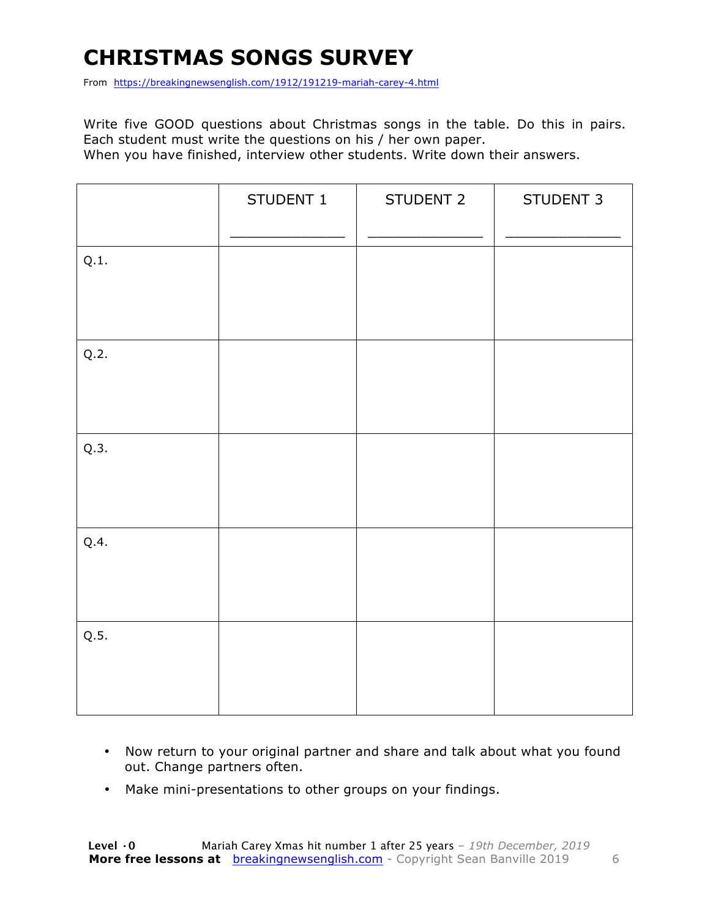# CHRISTMAS SONGS SURVEY

From https://breakingnewsenglish.com/1912/191219-mariah-carey-4.html

Write five GOOD questions about Christmas songs in the table. Do this in pairs. Each student must write the questions on his / her own paper.
When you have finished, interview other students. Write down their answers.

| | STUDENT 1<br>_____________ | STUDENT 2<br>_____________ | STUDENT 3<br>_____________ |
|---|---|---|---|
| Q.1. | | | |
| Q.2. | | | |
| Q.3. | | | |
| Q.4. | | | |
| Q.5. | | | |

- Now return to your original partner and share and talk about what you found out. Change partners often.
- Make mini-presentations to other groups on your findings.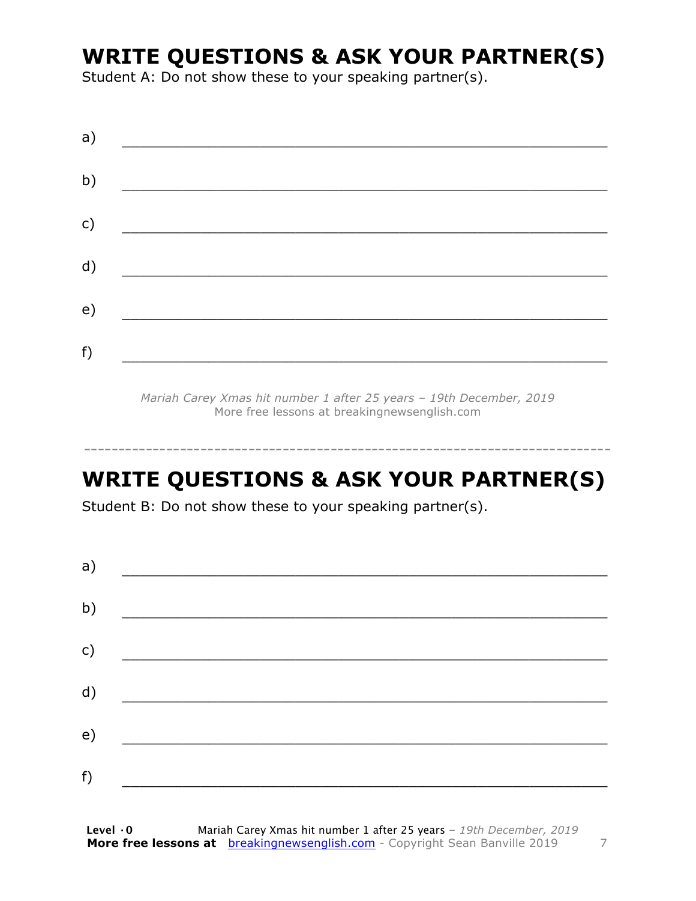## WRITE QUESTIONS & ASK YOUR PARTNER(S)

Student A: Do not show these to your speaking partner(s).

a) ___________________________________________________________

b) ___________________________________________________________

c) ___________________________________________________________

d) ___________________________________________________________

e) ___________________________________________________________

f) ___________________________________________________________

*Mariah Carey Xmas hit number 1 after 25 years – 19th December, 2019*
More free lessons at breakingnewsenglish.com

---

## WRITE QUESTIONS & ASK YOUR PARTNER(S)

Student B: Do not show these to your speaking partner(s).

a) ___________________________________________________________

b) ___________________________________________________________

c) ___________________________________________________________

d) ___________________________________________________________

e) ___________________________________________________________

f) ___________________________________________________________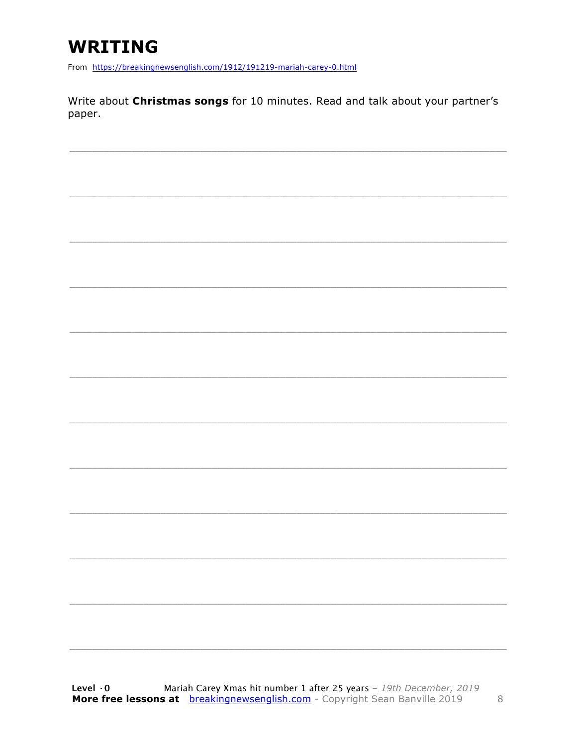# WRITING

From https://breakingnewsenglish.com/1912/191219-mariah-carey-0.html

Write about **Christmas songs** for 10 minutes. Read and talk about your partner's paper.

___________________________________________________________________________

___________________________________________________________________________

___________________________________________________________________________

___________________________________________________________________________

___________________________________________________________________________

___________________________________________________________________________

___________________________________________________________________________

___________________________________________________________________________

___________________________________________________________________________

___________________________________________________________________________

___________________________________________________________________________

___________________________________________________________________________